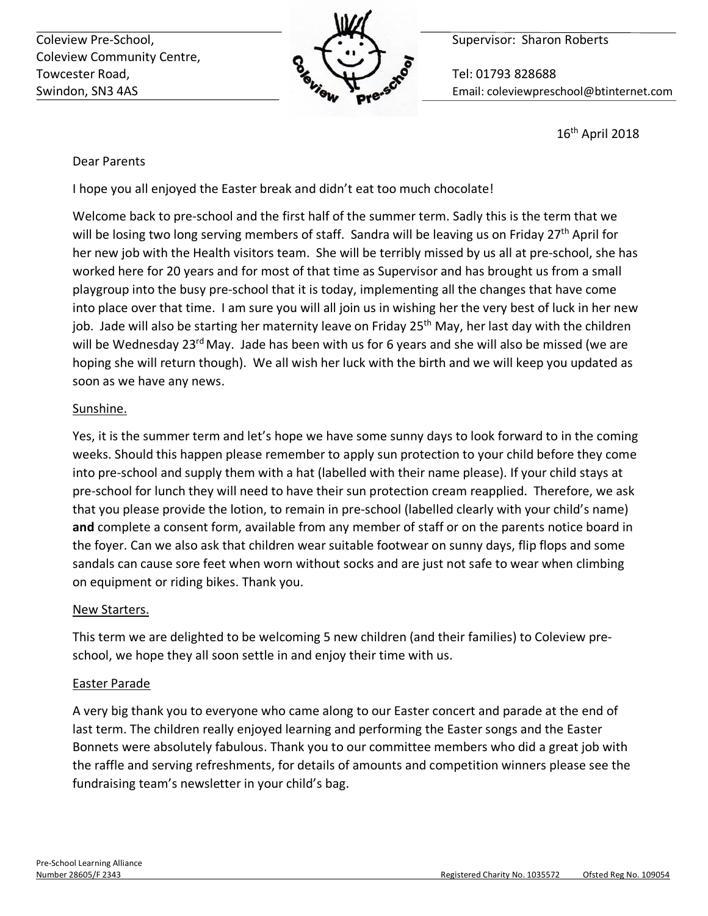Coleview Pre-School,
Coleview Community Centre,
Towcester Road,
Swindon, SN3 4AS

Supervisor: Sharon Roberts

Tel: 01793 828688
Email: coleviewpreschool@btinternet.com

16th April 2018

Dear Parents

I hope you all enjoyed the Easter break and didn't eat too much chocolate!

Welcome back to pre-school and the first half of the summer term. Sadly this is the term that we will be losing two long serving members of staff. Sandra will be leaving us on Friday 27th April for her new job with the Health visitors team. She will be terribly missed by us all at pre-school, she has worked here for 20 years and for most of that time as Supervisor and has brought us from a small playgroup into the busy pre-school that it is today, implementing all the changes that have come into place over that time. I am sure you will all join us in wishing her the very best of luck in her new job. Jade will also be starting her maternity leave on Friday 25th May, her last day with the children will be Wednesday 23rd May. Jade has been with us for 6 years and she will also be missed (we are hoping she will return though). We all wish her luck with the birth and we will keep you updated as soon as we have any news.

## Sunshine.

Yes, it is the summer term and let's hope we have some sunny days to look forward to in the coming weeks. Should this happen please remember to apply sun protection to your child before they come into pre-school and supply them with a hat (labelled with their name please). If your child stays at pre-school for lunch they will need to have their sun protection cream reapplied. Therefore, we ask that you please provide the lotion, to remain in pre-school (labelled clearly with your child's name) **and** complete a consent form, available from any member of staff or on the parents notice board in the foyer. Can we also ask that children wear suitable footwear on sunny days, flip flops and some sandals can cause sore feet when worn without socks and are just not safe to wear when climbing on equipment or riding bikes. Thank you.

## New Starters.

This term we are delighted to be welcoming 5 new children (and their families) to Coleview pre-school, we hope they all soon settle in and enjoy their time with us.

## Easter Parade

A very big thank you to everyone who came along to our Easter concert and parade at the end of last term. The children really enjoyed learning and performing the Easter songs and the Easter Bonnets were absolutely fabulous. Thank you to our committee members who did a great job with the raffle and serving refreshments, for details of amounts and competition winners please see the fundraising team's newsletter in your child's bag.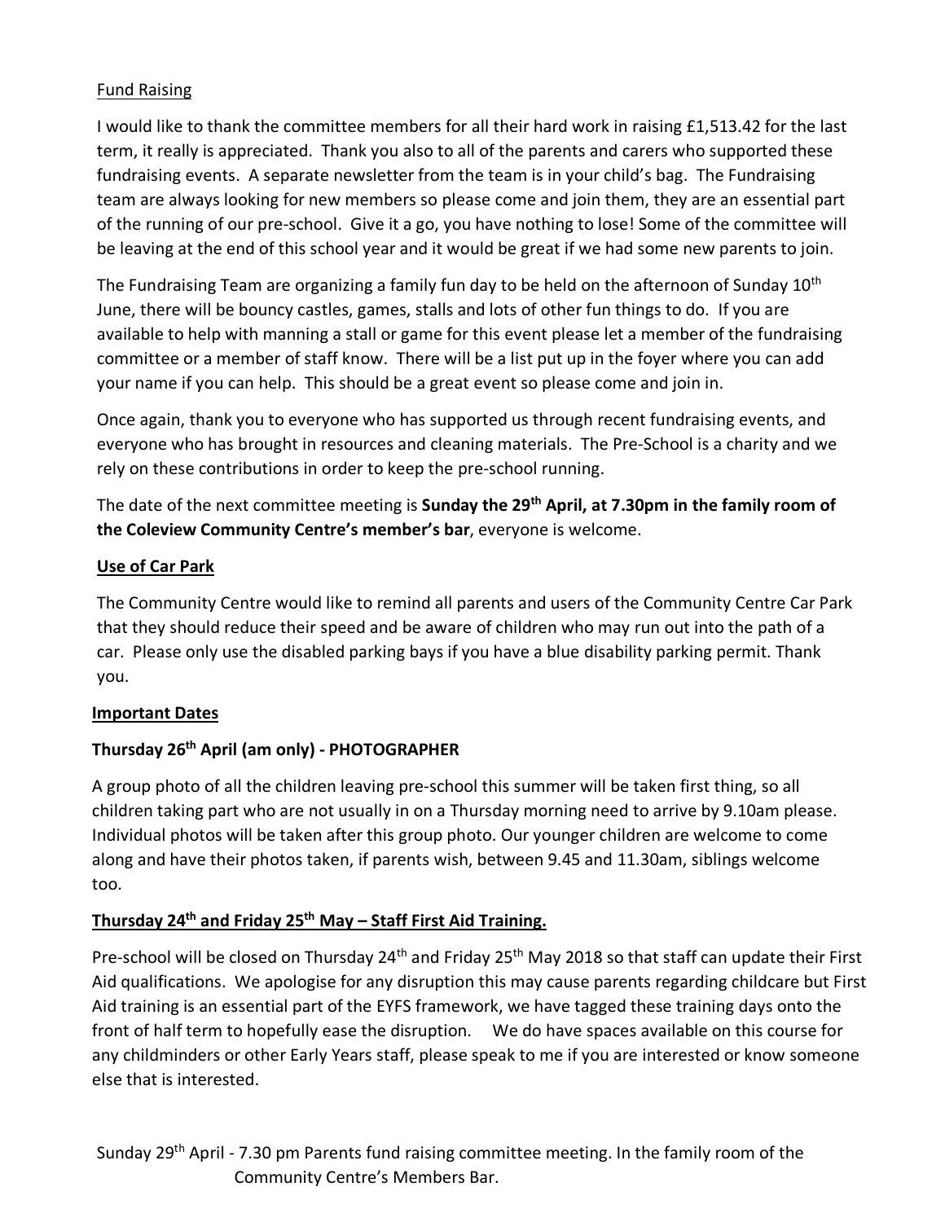## Fund Raising

I would like to thank the committee members for all their hard work in raising £1,513.42 for the last term, it really is appreciated. Thank you also to all of the parents and carers who supported these fundraising events. A separate newsletter from the team is in your child's bag. The Fundraising team are always looking for new members so please come and join them, they are an essential part of the running of our pre-school. Give it a go, you have nothing to lose! Some of the committee will be leaving at the end of this school year and it would be great if we had some new parents to join.

The Fundraising Team are organizing a family fun day to be held on the afternoon of Sunday 10th June, there will be bouncy castles, games, stalls and lots of other fun things to do. If you are available to help with manning a stall or game for this event please let a member of the fundraising committee or a member of staff know. There will be a list put up in the foyer where you can add your name if you can help. This should be a great event so please come and join in.

Once again, thank you to everyone who has supported us through recent fundraising events, and everyone who has brought in resources and cleaning materials. The Pre-School is a charity and we rely on these contributions in order to keep the pre-school running.

The date of the next committee meeting is **Sunday the 29th April, at 7.30pm in the family room of the Coleview Community Centre's member's bar**, everyone is welcome.

## Use of Car Park

The Community Centre would like to remind all parents and users of the Community Centre Car Park that they should reduce their speed and be aware of children who may run out into the path of a car. Please only use the disabled parking bays if you have a blue disability parking permit. Thank you.

## Important Dates

### Thursday 26th April (am only) - PHOTOGRAPHER

A group photo of all the children leaving pre-school this summer will be taken first thing, so all children taking part who are not usually in on a Thursday morning need to arrive by 9.10am please. Individual photos will be taken after this group photo. Our younger children are welcome to come along and have their photos taken, if parents wish, between 9.45 and 11.30am, siblings welcome too.

### Thursday 24th and Friday 25th May – Staff First Aid Training.

Pre-school will be closed on Thursday 24th and Friday 25th May 2018 so that staff can update their First Aid qualifications. We apologise for any disruption this may cause parents regarding childcare but First Aid training is an essential part of the EYFS framework, we have tagged these training days onto the front of half term to hopefully ease the disruption. We do have spaces available on this course for any childminders or other Early Years staff, please speak to me if you are interested or know someone else that is interested.

Sunday 29th April - 7.30 pm Parents fund raising committee meeting. In the family room of the Community Centre's Members Bar.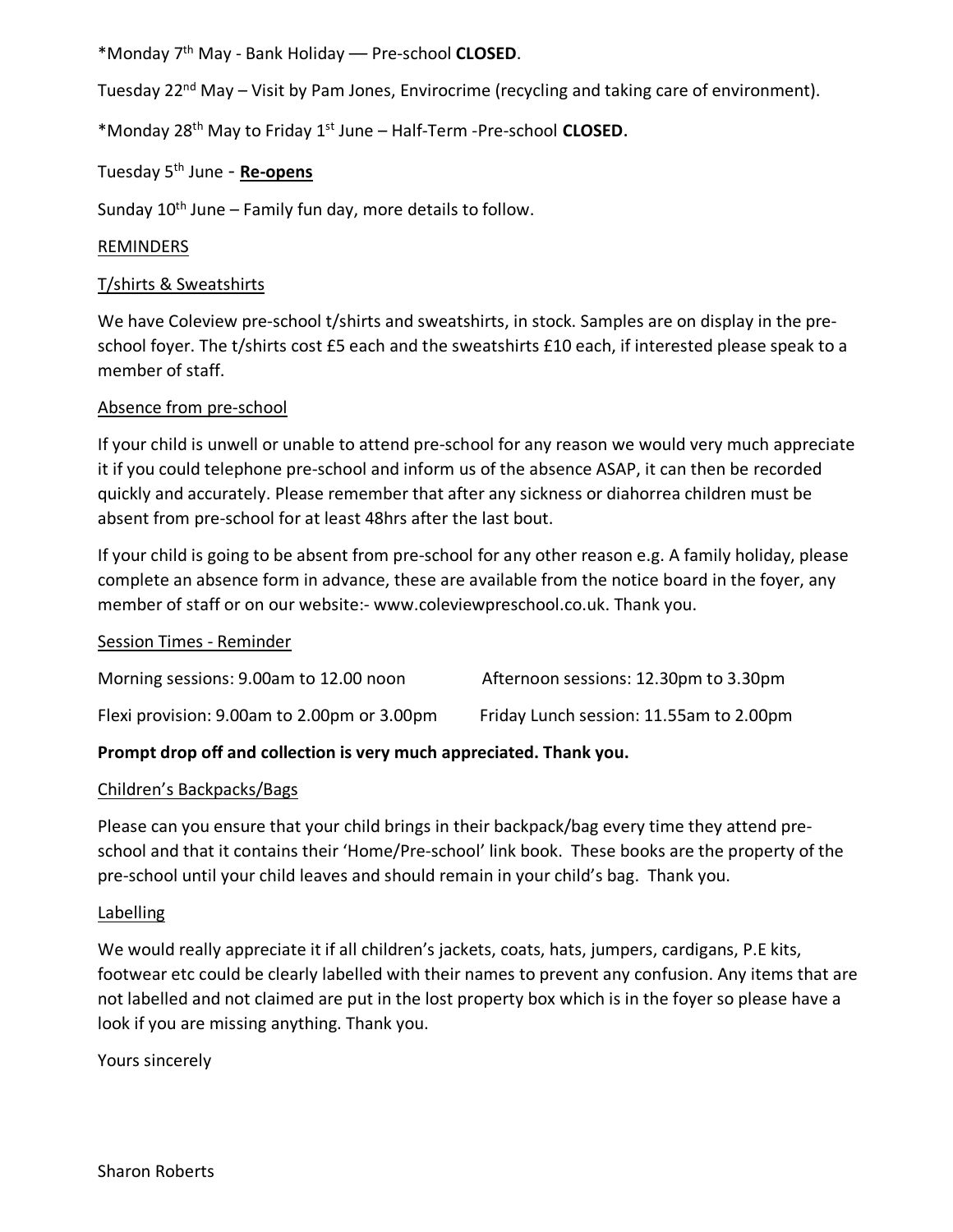*Monday 7th May - Bank Holiday — Pre-school **CLOSED**.

Tuesday 22nd May – Visit by Pam Jones, Envirocrime (recycling and taking care of environment).

*Monday 28th May to Friday 1st June – Half-Term -Pre-school **CLOSED**.

Tuesday 5th June - **Re-opens**

Sunday 10th June – Family fun day, more details to follow.

REMINDERS

T/shirts & Sweatshirts

We have Coleview pre-school t/shirts and sweatshirts, in stock. Samples are on display in the pre-school foyer. The t/shirts cost £5 each and the sweatshirts £10 each, if interested please speak to a member of staff.

Absence from pre-school

If your child is unwell or unable to attend pre-school for any reason we would very much appreciate it if you could telephone pre-school and inform us of the absence ASAP, it can then be recorded quickly and accurately. Please remember that after any sickness or diahorrea children must be absent from pre-school for at least 48hrs after the last bout.

If your child is going to be absent from pre-school for any other reason e.g. A family holiday, please complete an absence form in advance, these are available from the notice board in the foyer, any member of staff or on our website:- www.coleviewpreschool.co.uk. Thank you.

Session Times - Reminder

Morning sessions: 9.00am to 12.00 noon

Afternoon sessions: 12.30pm to 3.30pm

Flexi provision: 9.00am to 2.00pm or 3.00pm

Friday Lunch session: 11.55am to 2.00pm

**Prompt drop off and collection is very much appreciated. Thank you.**

Children's Backpacks/Bags

Please can you ensure that your child brings in their backpack/bag every time they attend pre-school and that it contains their 'Home/Pre-school' link book. These books are the property of the pre-school until your child leaves and should remain in your child's bag. Thank you.

Labelling

We would really appreciate it if all children's jackets, coats, hats, jumpers, cardigans, P.E kits, footwear etc could be clearly labelled with their names to prevent any confusion. Any items that are not labelled and not claimed are put in the lost property box which is in the foyer so please have a look if you are missing anything. Thank you.

Yours sincerely

Sharon Roberts